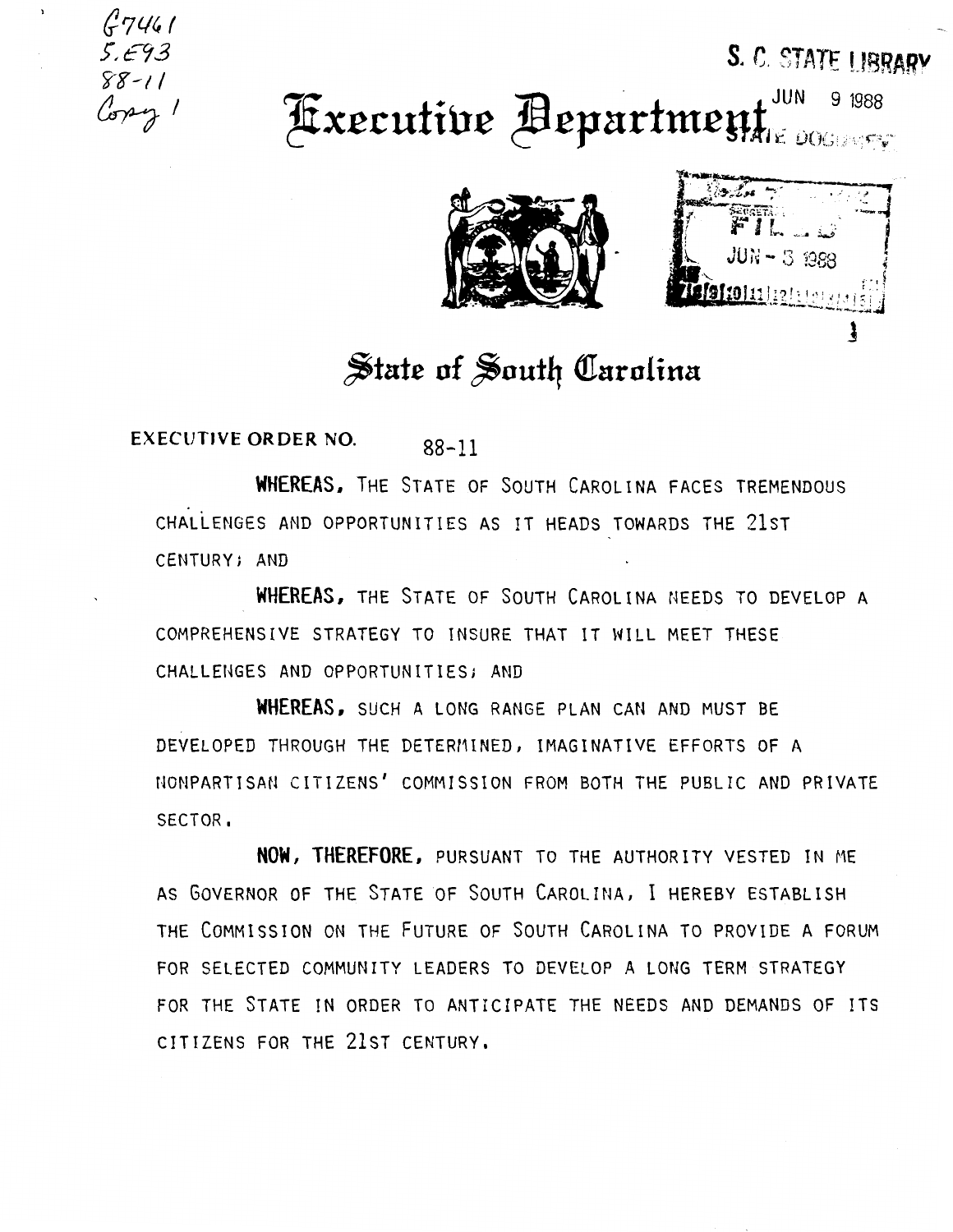G7461
5.E93
88-11
Copy 1

S. C. STATE LIBRARY
JUN 9 1988
STATE DOCUMENTS

# Executive Department

FILED
JUN - 3 1988

## State of South Carolina

**EXECUTIVE ORDER NO.** 88-11

**WHEREAS,** THE STATE OF SOUTH CAROLINA FACES TREMENDOUS CHALLENGES AND OPPORTUNITIES AS IT HEADS TOWARDS THE 21ST CENTURY; AND

**WHEREAS,** THE STATE OF SOUTH CAROLINA NEEDS TO DEVELOP A COMPREHENSIVE STRATEGY TO INSURE THAT IT WILL MEET THESE CHALLENGES AND OPPORTUNITIES; AND

**WHEREAS,** SUCH A LONG RANGE PLAN CAN AND MUST BE DEVELOPED THROUGH THE DETERMINED, IMAGINATIVE EFFORTS OF A NONPARTISAN CITIZENS' COMMISSION FROM BOTH THE PUBLIC AND PRIVATE SECTOR.

**NOW, THEREFORE,** PURSUANT TO THE AUTHORITY VESTED IN ME AS GOVERNOR OF THE STATE OF SOUTH CAROLINA, I HEREBY ESTABLISH THE COMMISSION ON THE FUTURE OF SOUTH CAROLINA TO PROVIDE A FORUM FOR SELECTED COMMUNITY LEADERS TO DEVELOP A LONG TERM STRATEGY FOR THE STATE IN ORDER TO ANTICIPATE THE NEEDS AND DEMANDS OF ITS CITIZENS FOR THE 21ST CENTURY.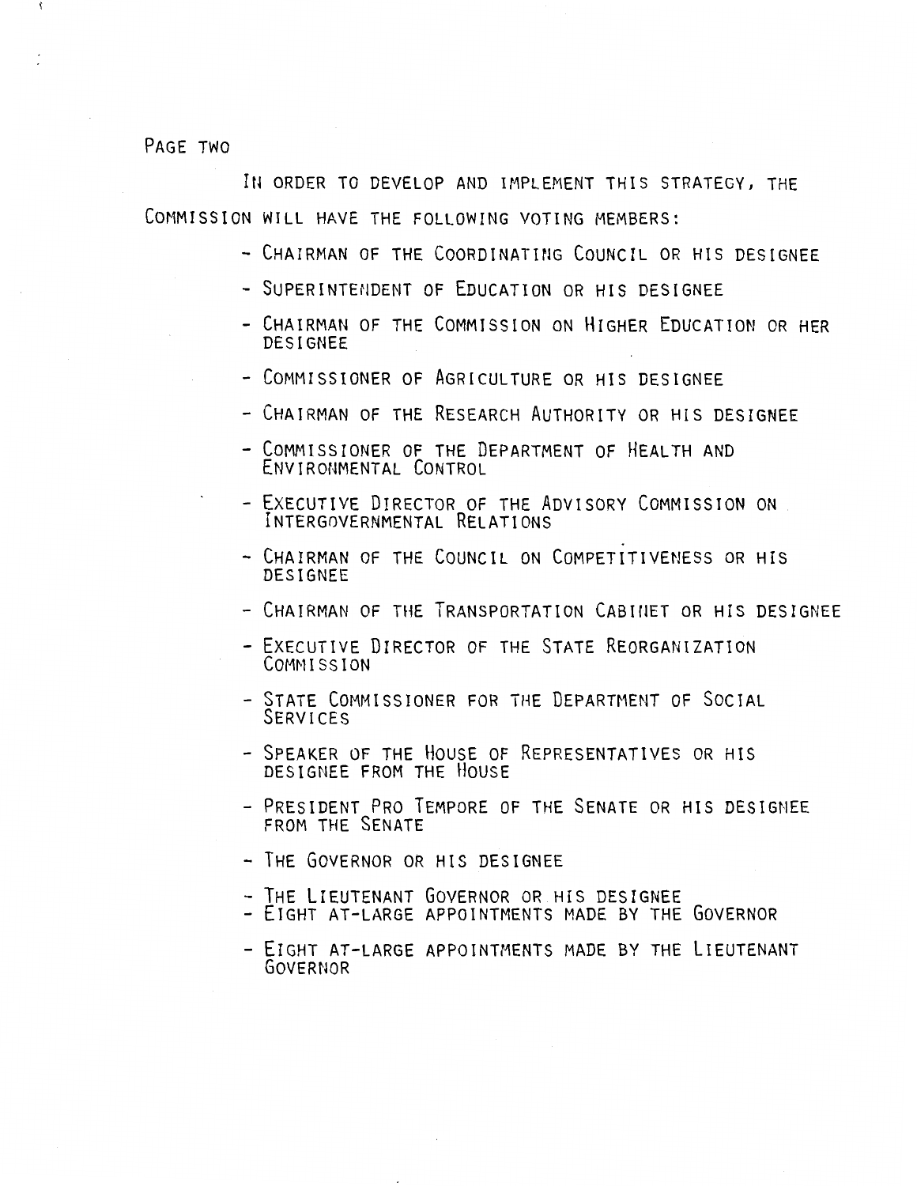In order to develop and implement this strategy, the Commission will have the following voting members:

- Chairman of the Coordinating Council or his designee
- Superintendent of Education or his designee
- Chairman of the Commission on Higher Education or her designee
- Commissioner of Agriculture or his designee
- Chairman of the Research Authority or his designee
- Commissioner of the Department of Health and Environmental Control
- Executive Director of the Advisory Commission on Intergovernmental Relations
- Chairman of the Council on Competitiveness or his designee
- Chairman of the Transportation Cabinet or his designee
- Executive Director of the State Reorganization Commission
- State Commissioner for the Department of Social Services
- Speaker of the House of Representatives or his designee from the House
- President Pro Tempore of the Senate or his designee from the Senate
- The Governor or his designee
- The Lieutenant Governor or his designee
- Eight at-large appointments made by the Governor
- Eight at-large appointments made by the Lieutenant Governor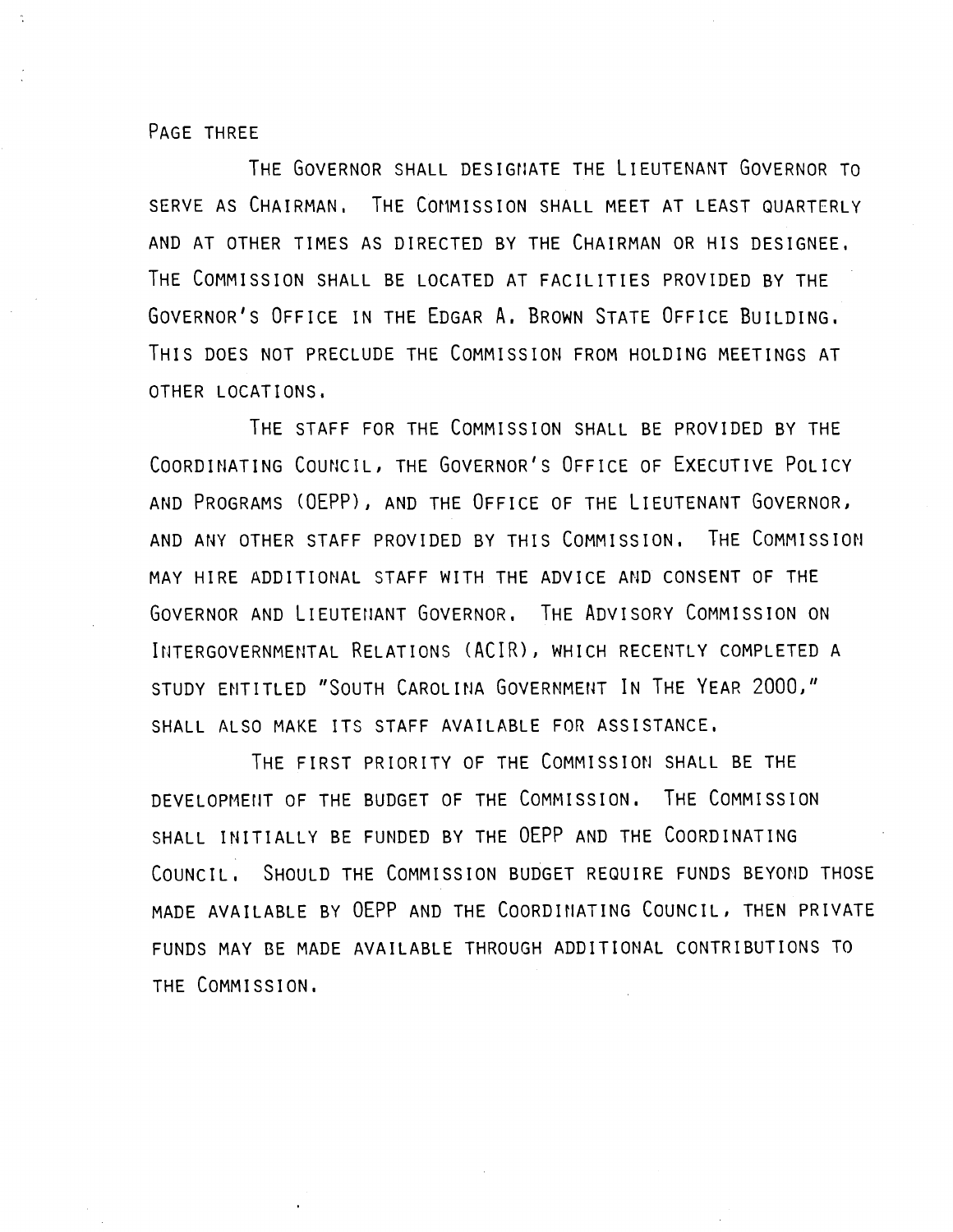The Governor shall designate the Lieutenant Governor to serve as Chairman. The Commission shall meet at least quarterly and at other times as directed by the Chairman or his designee. The Commission shall be located at facilities provided by the Governor's Office in the Edgar A. Brown State Office Building. This does not preclude the Commission from holding meetings at other locations.

The staff for the Commission shall be provided by the Coordinating Council, the Governor's Office of Executive Policy and Programs (OEPP), and the Office of the Lieutenant Governor, and any other staff provided by this Commission. The Commission may hire additional staff with the advice and consent of the Governor and Lieutenant Governor. The Advisory Commission on Intergovernmental Relations (ACIR), which recently completed a study entitled "South Carolina Government In The Year 2000," shall also make its staff available for assistance.

The first priority of the Commission shall be the development of the budget of the Commission. The Commission shall initially be funded by the OEPP and the Coordinating Council. Should the Commission budget require funds beyond those made available by OEPP and the Coordinating Council, then private funds may be made available through additional contributions to the Commission.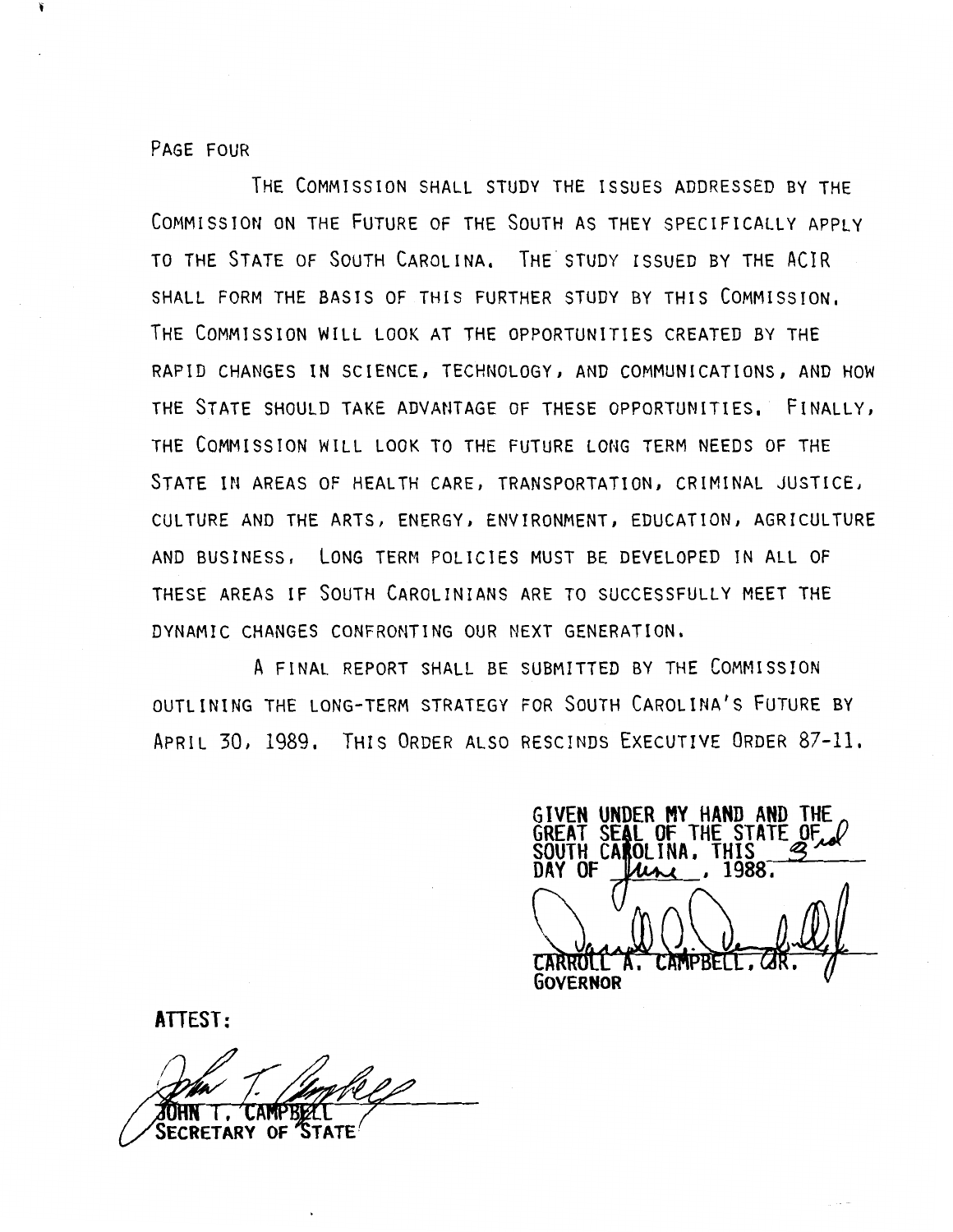The Commission shall study the issues addressed by the Commission on the Future of the South as they specifically apply to the State of South Carolina. The study issued by the ACIR shall form the basis of this further study by this Commission. The Commission will look at the opportunities created by the rapid changes in science, technology, and communications, and how the State should take advantage of these opportunities. Finally, the Commission will look to the future long term needs of the State in areas of health care, transportation, criminal justice, culture and the arts, energy, environment, education, agriculture and business. Long term policies must be developed in all of these areas if South Carolinians are to successfully meet the dynamic changes confronting our next generation.

A final report shall be submitted by the Commission outlining the long-term strategy for South Carolina's Future by April 30, 1989. This Order also rescinds Executive Order 87-11.

GIVEN UNDER MY HAND AND THE GREAT SEAL OF THE STATE OF SOUTH CAROLINA, THIS 3rd DAY OF June, 1988.

CARROLL A. CAMPBELL, JR.
GOVERNOR

ATTEST:

JOHN T. CAMPBELL
SECRETARY OF STATE